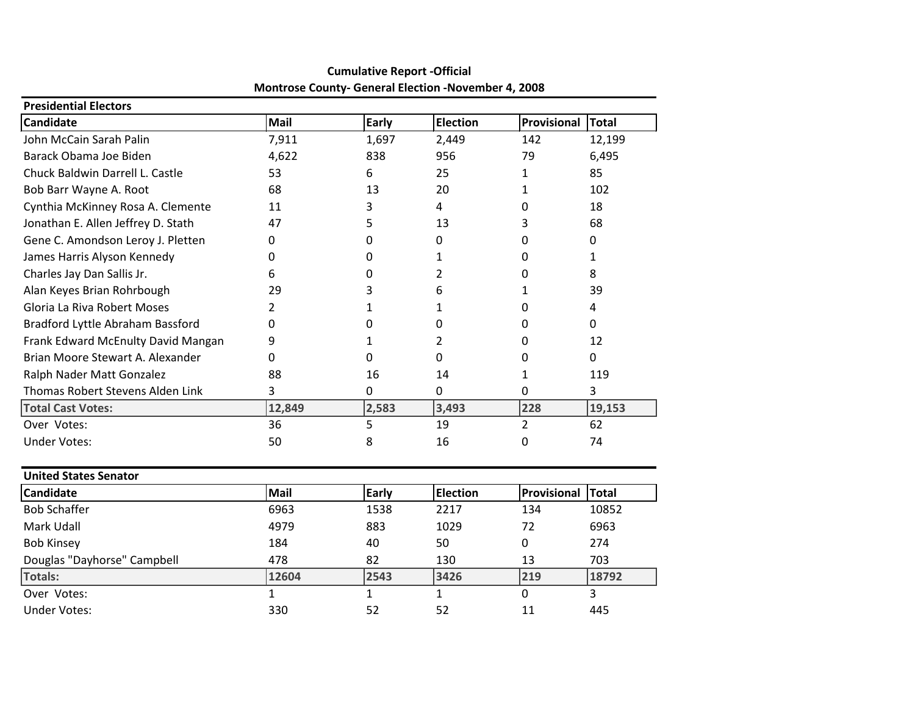**Cumulative Report -Official**

**Montrose County- General Election -November 4, 2008**

### Presidential Electors

| Candidate | Mail | Early | Election | Provisional | Total |
|---|---|---|---|---|---|
| John McCain Sarah Palin | 7,911 | 1,697 | 2,449 | 142 | 12,199 |
| Barack Obama Joe Biden | 4,622 | 838 | 956 | 79 | 6,495 |
| Chuck Baldwin Darrell L. Castle | 53 | 6 | 25 | 1 | 85 |
| Bob Barr Wayne A. Root | 68 | 13 | 20 | 1 | 102 |
| Cynthia McKinney Rosa A. Clemente | 11 | 3 | 4 | 0 | 18 |
| Jonathan E. Allen Jeffrey D. Stath | 47 | 5 | 13 | 3 | 68 |
| Gene C. Amondson Leroy J. Pletten | 0 | 0 | 0 | 0 | 0 |
| James Harris Alyson Kennedy | 0 | 0 | 1 | 0 | 1 |
| Charles Jay Dan Sallis Jr. | 6 | 0 | 2 | 0 | 8 |
| Alan Keyes Brian Rohrbough | 29 | 3 | 6 | 1 | 39 |
| Gloria La Riva Robert Moses | 2 | 1 | 1 | 0 | 4 |
| Bradford Lyttle Abraham Bassford | 0 | 0 | 0 | 0 | 0 |
| Frank Edward McEnulty David Mangan | 9 | 1 | 2 | 0 | 12 |
| Brian Moore Stewart A. Alexander | 0 | 0 | 0 | 0 | 0 |
| Ralph Nader Matt Gonzalez | 88 | 16 | 14 | 1 | 119 |
| Thomas Robert Stevens Alden Link | 3 | 0 | 0 | 0 | 3 |
| **Total Cast Votes:** | **12,849** | **2,583** | **3,493** | **228** | **19,153** |
| Over Votes: | 36 | 5 | 19 | 2 | 62 |
| Under Votes: | 50 | 8 | 16 | 0 | 74 |

### United States Senator

| Candidate | Mail | Early | Election | Provisional | Total |
|---|---|---|---|---|---|
| Bob Schaffer | 6963 | 1538 | 2217 | 134 | 10852 |
| Mark Udall | 4979 | 883 | 1029 | 72 | 6963 |
| Bob Kinsey | 184 | 40 | 50 | 0 | 274 |
| Douglas "Dayhorse" Campbell | 478 | 82 | 130 | 13 | 703 |
| **Totals:** | **12604** | **2543** | **3426** | **219** | **18792** |
| Over Votes: | 1 | 1 | 1 | 0 | 3 |
| Under Votes: | 330 | 52 | 52 | 11 | 445 |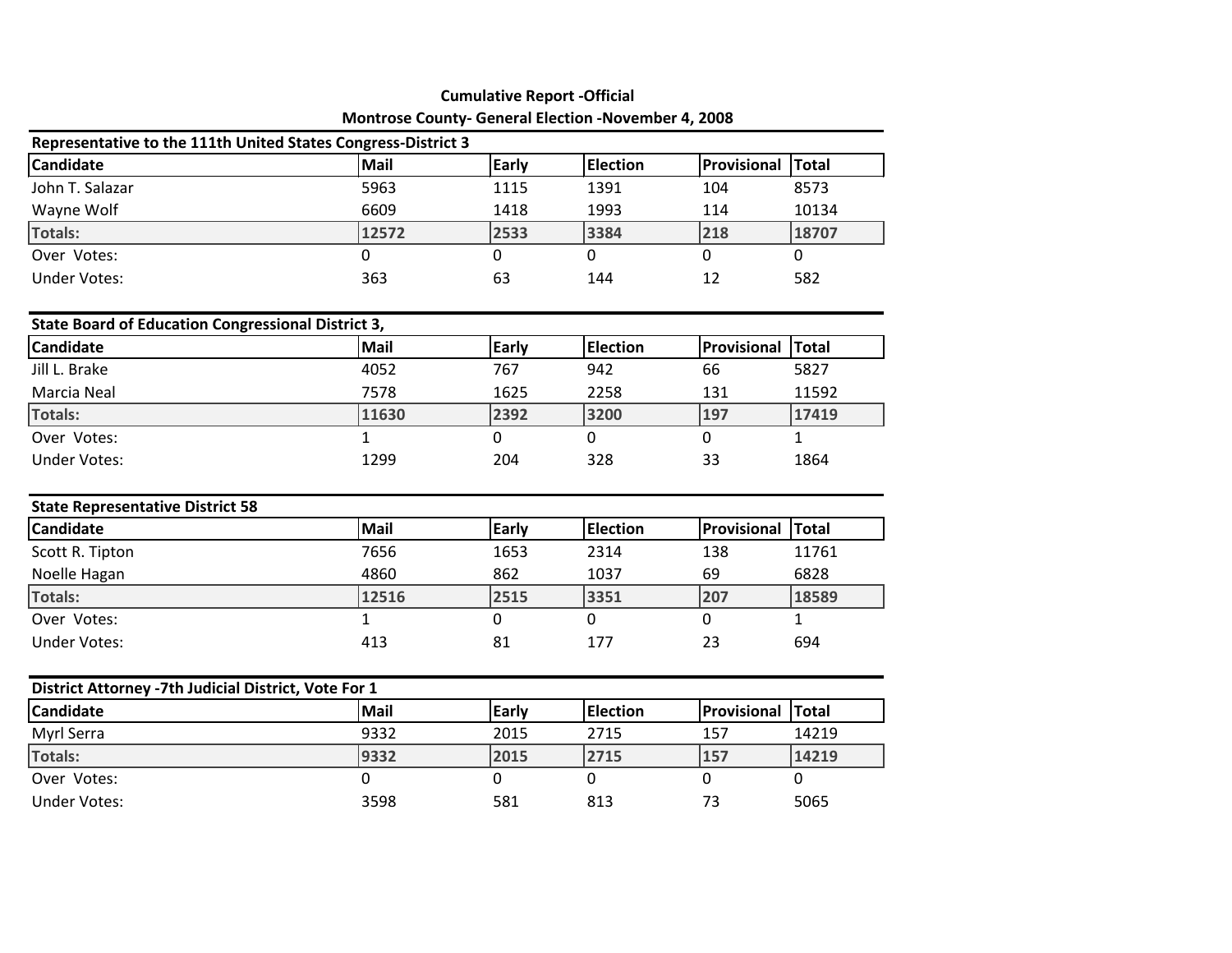**Cumulative Report -Official**
**Montrose County- General Election -November 4, 2008**

### Representative to the 111th United States Congress-District 3

| Candidate | Mail | Early | Election | Provisional | Total |
|---|---|---|---|---|---|
| John T. Salazar | 5963 | 1115 | 1391 | 104 | 8573 |
| Wayne Wolf | 6609 | 1418 | 1993 | 114 | 10134 |
| **Totals:** | **12572** | **2533** | **3384** | **218** | **18707** |
| Over Votes: | 0 | 0 | 0 | 0 | 0 |
| Under Votes: | 363 | 63 | 144 | 12 | 582 |

### State Board of Education Congressional District 3,

| Candidate | Mail | Early | Election | Provisional | Total |
|---|---|---|---|---|---|
| Jill L. Brake | 4052 | 767 | 942 | 66 | 5827 |
| Marcia Neal | 7578 | 1625 | 2258 | 131 | 11592 |
| **Totals:** | **11630** | **2392** | **3200** | **197** | **17419** |
| Over Votes: | 1 | 0 | 0 | 0 | 1 |
| Under Votes: | 1299 | 204 | 328 | 33 | 1864 |

### State Representative District 58

| Candidate | Mail | Early | Election | Provisional | Total |
|---|---|---|---|---|---|
| Scott R. Tipton | 7656 | 1653 | 2314 | 138 | 11761 |
| Noelle Hagan | 4860 | 862 | 1037 | 69 | 6828 |
| **Totals:** | **12516** | **2515** | **3351** | **207** | **18589** |
| Over Votes: | 1 | 0 | 0 | 0 | 1 |
| Under Votes: | 413 | 81 | 177 | 23 | 694 |

### District Attorney -7th Judicial District, Vote For 1

| Candidate | Mail | Early | Election | Provisional | Total |
|---|---|---|---|---|---|
| Myrl Serra | 9332 | 2015 | 2715 | 157 | 14219 |
| **Totals:** | **9332** | **2015** | **2715** | **157** | **14219** |
| Over Votes: | 0 | 0 | 0 | 0 | 0 |
| Under Votes: | 3598 | 581 | 813 | 73 | 5065 |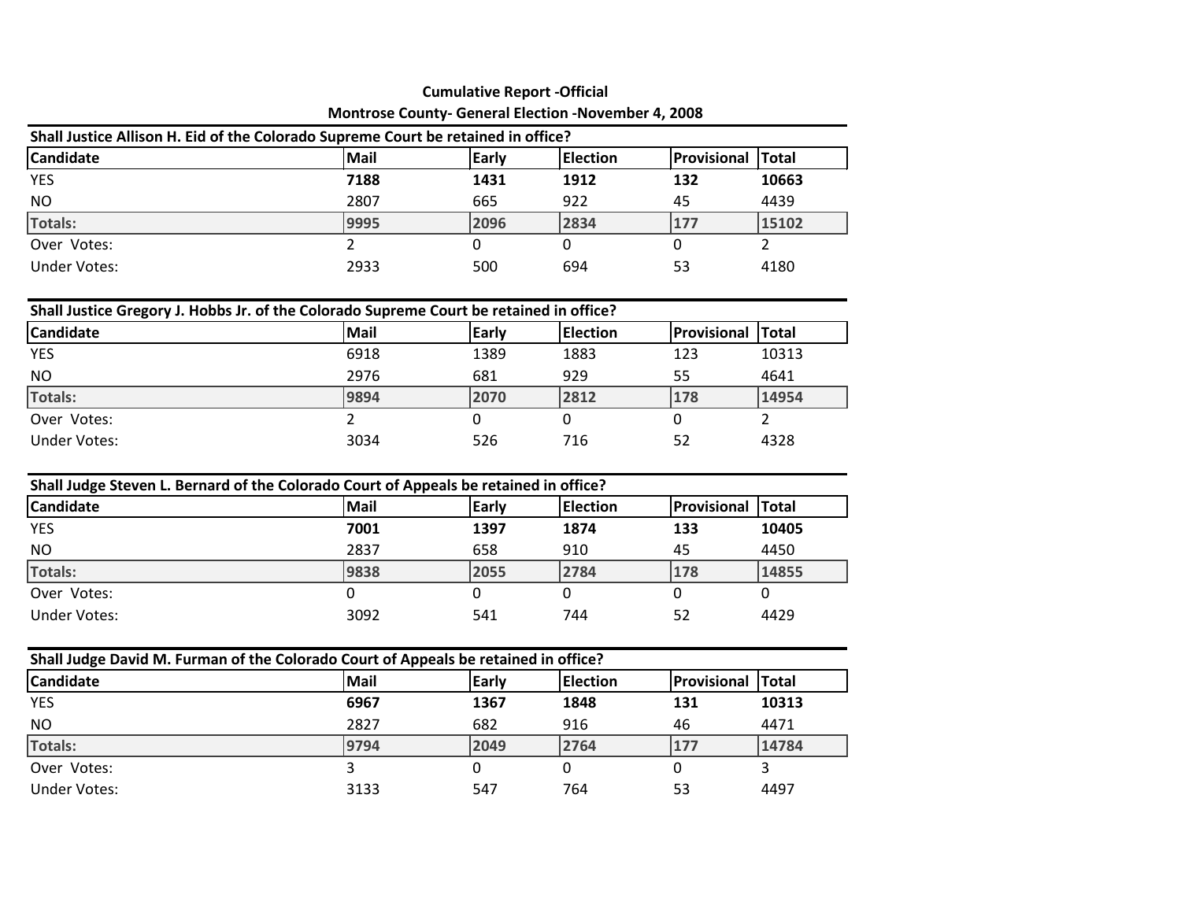**Cumulative Report -Official**

**Montrose County- General Election -November 4, 2008**

**Shall Justice Allison H. Eid of the Colorado Supreme Court be retained in office?**

| Candidate | Mail | Early | Election | Provisional | Total |
|---|---|---|---|---|---|
| YES | **7188** | **1431** | **1912** | **132** | **10663** |
| NO | 2807 | 665 | 922 | 45 | 4439 |
| **Totals:** | **9995** | **2096** | **2834** | **177** | **15102** |
| Over Votes: | 2 | 0 | 0 | 0 | 2 |
| Under Votes: | 2933 | 500 | 694 | 53 | 4180 |

**Shall Justice Gregory J. Hobbs Jr. of the Colorado Supreme Court be retained in office?**

| Candidate | Mail | Early | Election | Provisional | Total |
|---|---|---|---|---|---|
| YES | 6918 | 1389 | 1883 | 123 | 10313 |
| NO | 2976 | 681 | 929 | 55 | 4641 |
| **Totals:** | **9894** | **2070** | **2812** | **178** | **14954** |
| Over Votes: | 2 | 0 | 0 | 0 | 2 |
| Under Votes: | 3034 | 526 | 716 | 52 | 4328 |

**Shall Judge Steven L. Bernard of the Colorado Court of Appeals be retained in office?**

| Candidate | Mail | Early | Election | Provisional | Total |
|---|---|---|---|---|---|
| YES | **7001** | **1397** | **1874** | **133** | **10405** |
| NO | 2837 | 658 | 910 | 45 | 4450 |
| **Totals:** | **9838** | **2055** | **2784** | **178** | **14855** |
| Over Votes: | 0 | 0 | 0 | 0 | 0 |
| Under Votes: | 3092 | 541 | 744 | 52 | 4429 |

**Shall Judge David M. Furman of the Colorado Court of Appeals be retained in office?**

| Candidate | Mail | Early | Election | Provisional | Total |
|---|---|---|---|---|---|
| YES | **6967** | **1367** | **1848** | **131** | **10313** |
| NO | 2827 | 682 | 916 | 46 | 4471 |
| **Totals:** | **9794** | **2049** | **2764** | **177** | **14784** |
| Over Votes: | 3 | 0 | 0 | 0 | 3 |
| Under Votes: | 3133 | 547 | 764 | 53 | 4497 |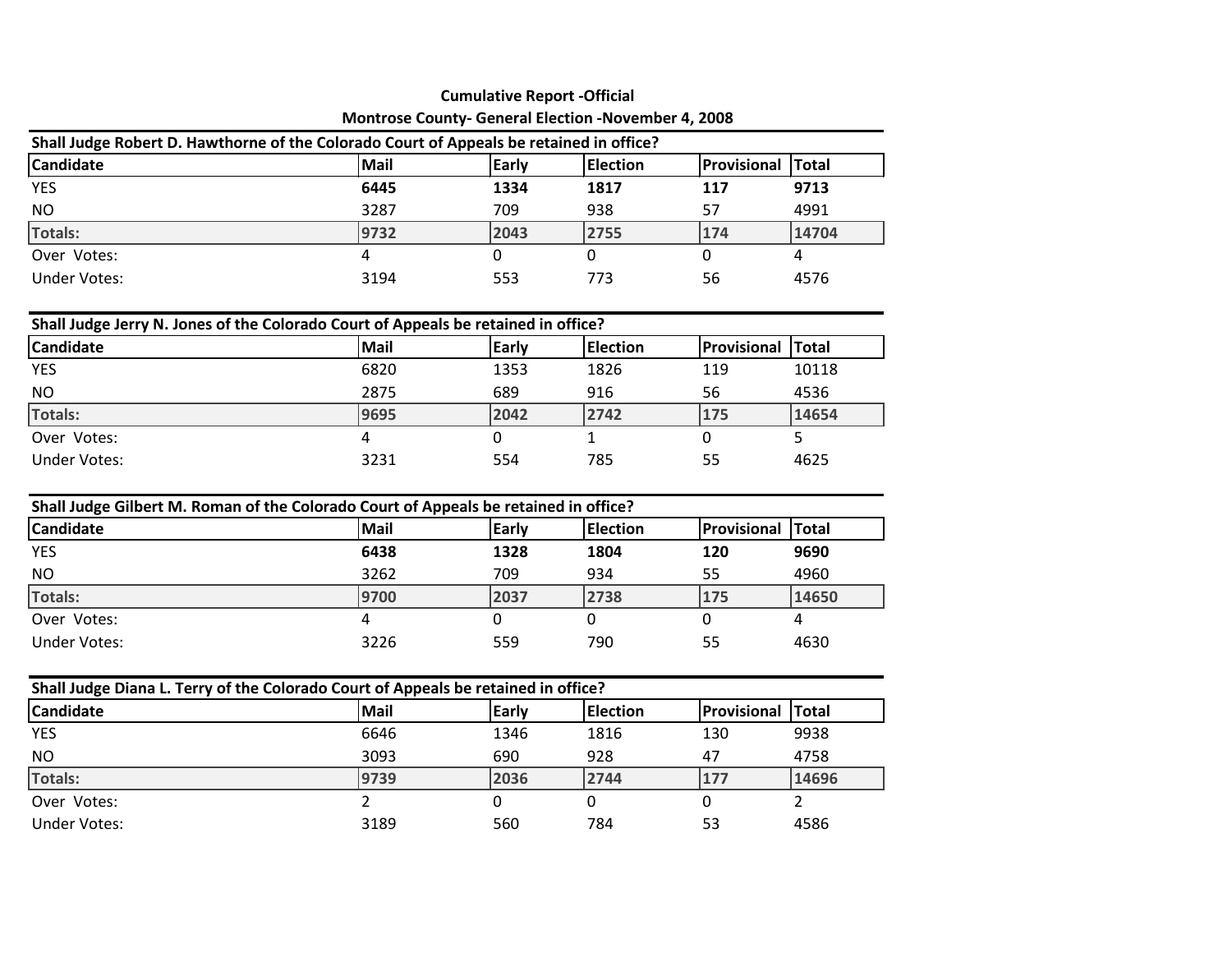**Cumulative Report -Official**

**Montrose County- General Election -November 4, 2008**

**Shall Judge Robert D. Hawthorne of the Colorado Court of Appeals be retained in office?**

| Candidate | Mail | Early | Election | Provisional | Total |
|---|---|---|---|---|---|
| YES | **6445** | **1334** | **1817** | **117** | **9713** |
| NO | 3287 | 709 | 938 | 57 | 4991 |
| **Totals:** | **9732** | **2043** | **2755** | **174** | **14704** |
| Over Votes: | 4 | 0 | 0 | 0 | 4 |
| Under Votes: | 3194 | 553 | 773 | 56 | 4576 |

**Shall Judge Jerry N. Jones of the Colorado Court of Appeals be retained in office?**

| Candidate | Mail | Early | Election | Provisional | Total |
|---|---|---|---|---|---|
| YES | 6820 | 1353 | 1826 | 119 | 10118 |
| NO | 2875 | 689 | 916 | 56 | 4536 |
| **Totals:** | **9695** | **2042** | **2742** | **175** | **14654** |
| Over Votes: | 4 | 0 | 1 | 0 | 5 |
| Under Votes: | 3231 | 554 | 785 | 55 | 4625 |

**Shall Judge Gilbert M. Roman of the Colorado Court of Appeals be retained in office?**

| Candidate | Mail | Early | Election | Provisional | Total |
|---|---|---|---|---|---|
| YES | **6438** | **1328** | **1804** | **120** | **9690** |
| NO | 3262 | 709 | 934 | 55 | 4960 |
| **Totals:** | **9700** | **2037** | **2738** | **175** | **14650** |
| Over Votes: | 4 | 0 | 0 | 0 | 4 |
| Under Votes: | 3226 | 559 | 790 | 55 | 4630 |

**Shall Judge Diana L. Terry of the Colorado Court of Appeals be retained in office?**

| Candidate | Mail | Early | Election | Provisional | Total |
|---|---|---|---|---|---|
| YES | 6646 | 1346 | 1816 | 130 | 9938 |
| NO | 3093 | 690 | 928 | 47 | 4758 |
| **Totals:** | **9739** | **2036** | **2744** | **177** | **14696** |
| Over Votes: | 2 | 0 | 0 | 0 | 2 |
| Under Votes: | 3189 | 560 | 784 | 53 | 4586 |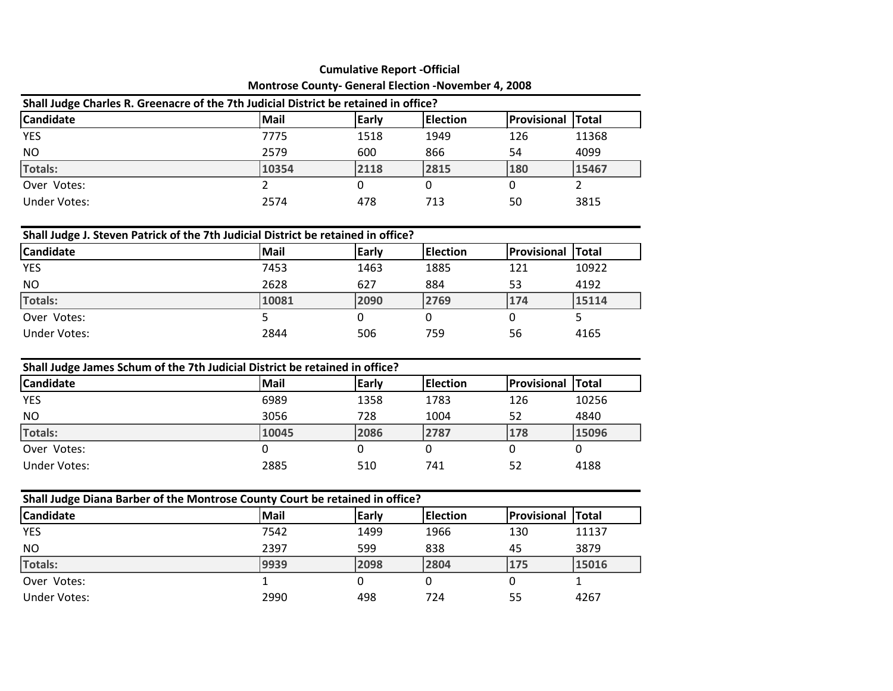**Cumulative Report -Official**

**Montrose County- General Election -November 4, 2008**

**Shall Judge Charles R. Greenacre of the 7th Judicial District be retained in office?**

| Candidate | Mail | Early | Election | Provisional | Total |
|---|---|---|---|---|---|
| YES | 7775 | 1518 | 1949 | 126 | 11368 |
| NO | 2579 | 600 | 866 | 54 | 4099 |
| **Totals:** | **10354** | **2118** | **2815** | **180** | **15467** |
| Over Votes: | 2 | 0 | 0 | 0 | 2 |
| Under Votes: | 2574 | 478 | 713 | 50 | 3815 |

**Shall Judge J. Steven Patrick of the 7th Judicial District be retained in office?**

| Candidate | Mail | Early | Election | Provisional | Total |
|---|---|---|---|---|---|
| YES | 7453 | 1463 | 1885 | 121 | 10922 |
| NO | 2628 | 627 | 884 | 53 | 4192 |
| **Totals:** | **10081** | **2090** | **2769** | **174** | **15114** |
| Over Votes: | 5 | 0 | 0 | 0 | 5 |
| Under Votes: | 2844 | 506 | 759 | 56 | 4165 |

**Shall Judge James Schum of the 7th Judicial District be retained in office?**

| Candidate | Mail | Early | Election | Provisional | Total |
|---|---|---|---|---|---|
| YES | 6989 | 1358 | 1783 | 126 | 10256 |
| NO | 3056 | 728 | 1004 | 52 | 4840 |
| **Totals:** | **10045** | **2086** | **2787** | **178** | **15096** |
| Over Votes: | 0 | 0 | 0 | 0 | 0 |
| Under Votes: | 2885 | 510 | 741 | 52 | 4188 |

**Shall Judge Diana Barber of the Montrose County Court be retained in office?**

| Candidate | Mail | Early | Election | Provisional | Total |
|---|---|---|---|---|---|
| YES | 7542 | 1499 | 1966 | 130 | 11137 |
| NO | 2397 | 599 | 838 | 45 | 3879 |
| **Totals:** | **9939** | **2098** | **2804** | **175** | **15016** |
| Over Votes: | 1 | 0 | 0 | 0 | 1 |
| Under Votes: | 2990 | 498 | 724 | 55 | 4267 |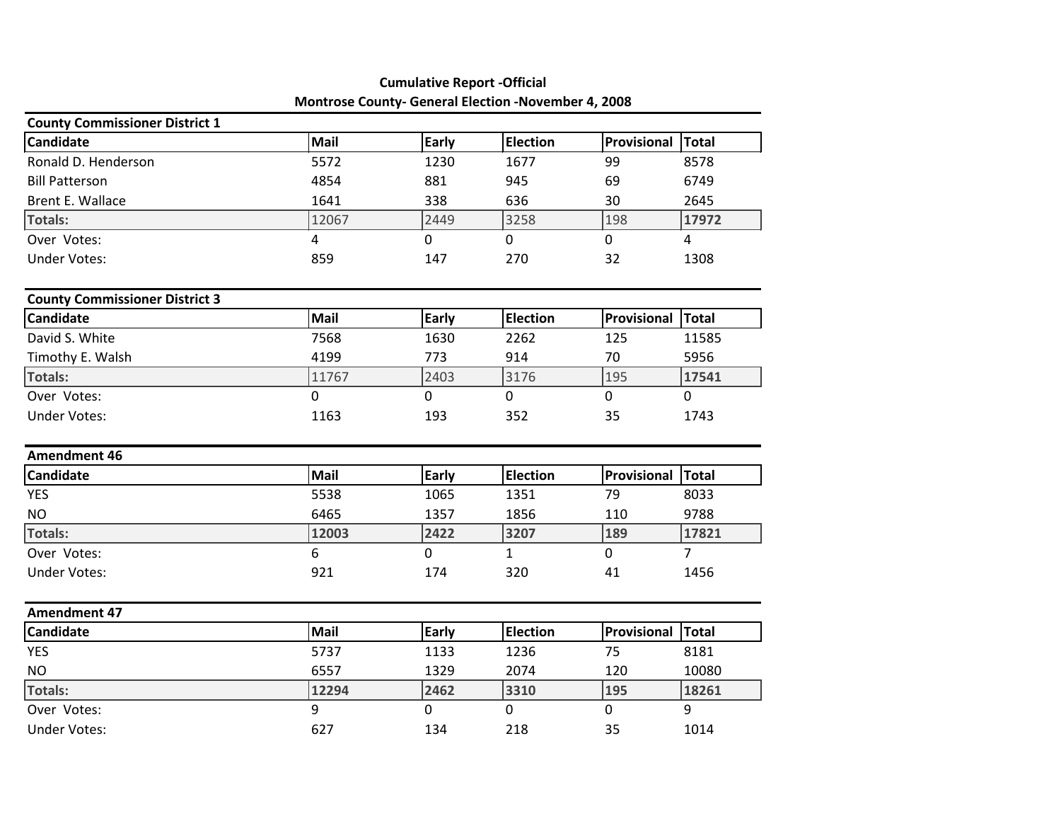**Cumulative Report -Official**

**Montrose County- General Election -November 4, 2008**

**County Commissioner District 1**

| Candidate | Mail | Early | Election | Provisional | Total |
|---|---|---|---|---|---|
| Ronald D. Henderson | 5572 | 1230 | 1677 | 99 | 8578 |
| Bill Patterson | 4854 | 881 | 945 | 69 | 6749 |
| Brent E. Wallace | 1641 | 338 | 636 | 30 | 2645 |
| **Totals:** | 12067 | 2449 | 3258 | 198 | **17972** |
| Over Votes: | 4 | 0 | 0 | 0 | 4 |
| Under Votes: | 859 | 147 | 270 | 32 | 1308 |

**County Commissioner District 3**

| Candidate | Mail | Early | Election | Provisional | Total |
|---|---|---|---|---|---|
| David S. White | 7568 | 1630 | 2262 | 125 | 11585 |
| Timothy E. Walsh | 4199 | 773 | 914 | 70 | 5956 |
| **Totals:** | 11767 | 2403 | 3176 | 195 | **17541** |
| Over Votes: | 0 | 0 | 0 | 0 | 0 |
| Under Votes: | 1163 | 193 | 352 | 35 | 1743 |

**Amendment 46**

| Candidate | Mail | Early | Election | Provisional | Total |
|---|---|---|---|---|---|
| YES | 5538 | 1065 | 1351 | 79 | 8033 |
| NO | 6465 | 1357 | 1856 | 110 | 9788 |
| **Totals:** | **12003** | **2422** | **3207** | **189** | **17821** |
| Over Votes: | 6 | 0 | 1 | 0 | 7 |
| Under Votes: | 921 | 174 | 320 | 41 | 1456 |

**Amendment 47**

| Candidate | Mail | Early | Election | Provisional | Total |
|---|---|---|---|---|---|
| YES | 5737 | 1133 | 1236 | 75 | 8181 |
| NO | 6557 | 1329 | 2074 | 120 | 10080 |
| **Totals:** | **12294** | **2462** | **3310** | **195** | **18261** |
| Over Votes: | 9 | 0 | 0 | 0 | 9 |
| Under Votes: | 627 | 134 | 218 | 35 | 1014 |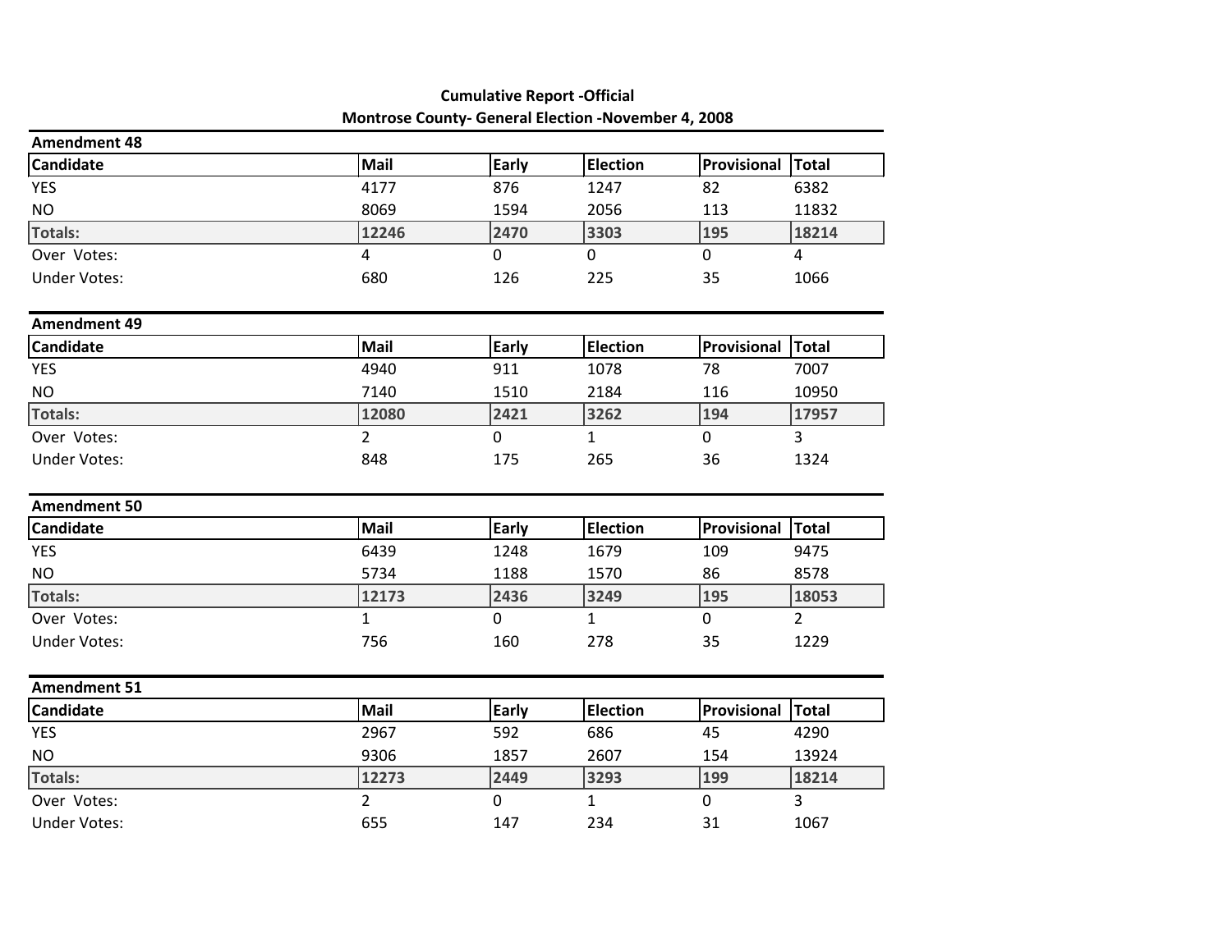**Cumulative Report -Official**

**Montrose County- General Election -November 4, 2008**

### Amendment 48

| Candidate | Mail | Early | Election | Provisional | Total |
|---|---|---|---|---|---|
| YES | 4177 | 876 | 1247 | 82 | 6382 |
| NO | 8069 | 1594 | 2056 | 113 | 11832 |
| **Totals:** | **12246** | **2470** | **3303** | **195** | **18214** |
| Over Votes: | 4 | 0 | 0 | 0 | 4 |
| Under Votes: | 680 | 126 | 225 | 35 | 1066 |

### Amendment 49

| Candidate | Mail | Early | Election | Provisional | Total |
|---|---|---|---|---|---|
| YES | 4940 | 911 | 1078 | 78 | 7007 |
| NO | 7140 | 1510 | 2184 | 116 | 10950 |
| **Totals:** | **12080** | **2421** | **3262** | **194** | **17957** |
| Over Votes: | 2 | 0 | 1 | 0 | 3 |
| Under Votes: | 848 | 175 | 265 | 36 | 1324 |

### Amendment 50

| Candidate | Mail | Early | Election | Provisional | Total |
|---|---|---|---|---|---|
| YES | 6439 | 1248 | 1679 | 109 | 9475 |
| NO | 5734 | 1188 | 1570 | 86 | 8578 |
| **Totals:** | **12173** | **2436** | **3249** | **195** | **18053** |
| Over Votes: | 1 | 0 | 1 | 0 | 2 |
| Under Votes: | 756 | 160 | 278 | 35 | 1229 |

### Amendment 51

| Candidate | Mail | Early | Election | Provisional | Total |
|---|---|---|---|---|---|
| YES | 2967 | 592 | 686 | 45 | 4290 |
| NO | 9306 | 1857 | 2607 | 154 | 13924 |
| **Totals:** | **12273** | **2449** | **3293** | **199** | **18214** |
| Over Votes: | 2 | 0 | 1 | 0 | 3 |
| Under Votes: | 655 | 147 | 234 | 31 | 1067 |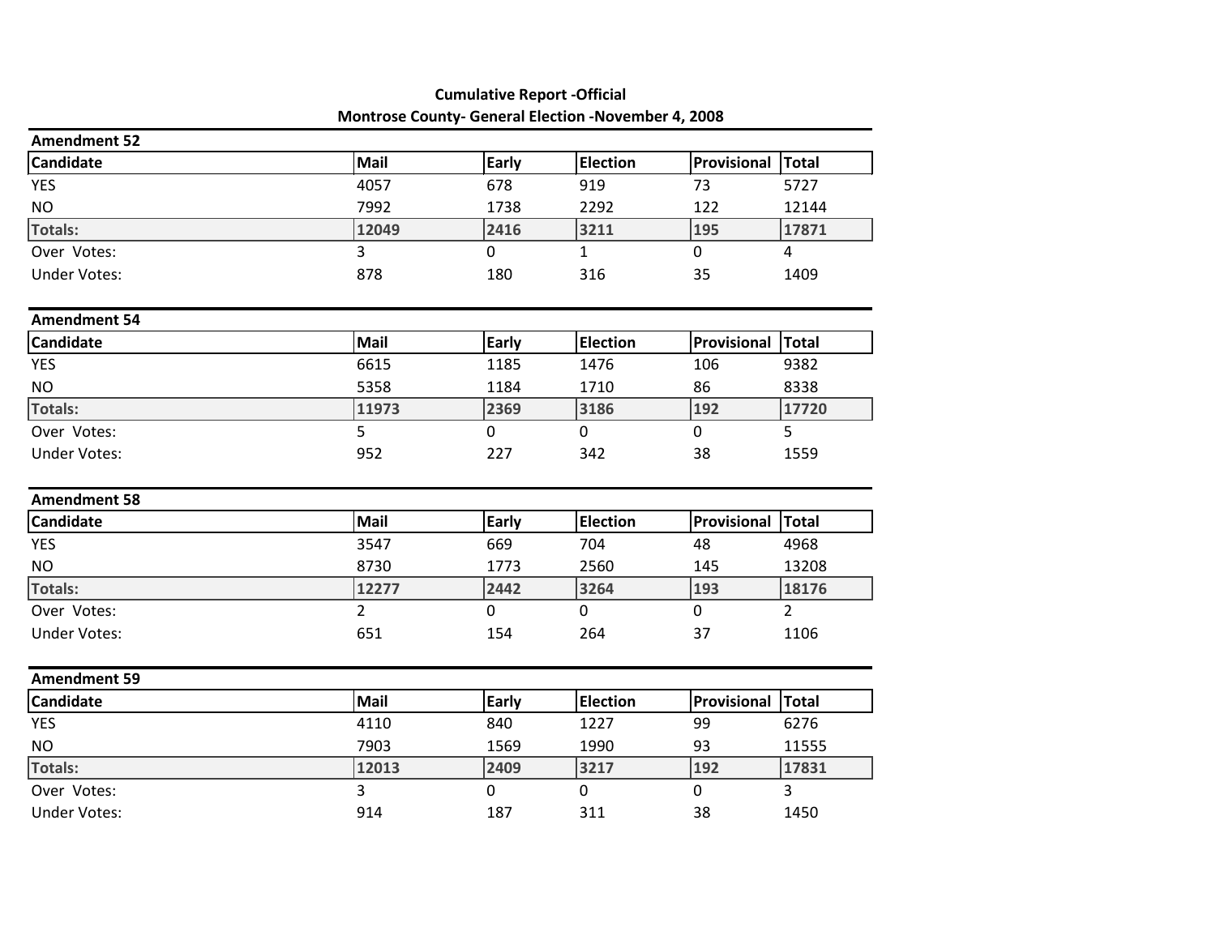**Cumulative Report -Official**

**Montrose County- General Election -November 4, 2008**

## Amendment 52

| Candidate | Mail | Early | Election | Provisional | Total |
|---|---|---|---|---|---|
| YES | 4057 | 678 | 919 | 73 | 5727 |
| NO | 7992 | 1738 | 2292 | 122 | 12144 |
| **Totals:** | **12049** | **2416** | **3211** | **195** | **17871** |
| Over Votes: | 3 | 0 | 1 | 0 | 4 |
| Under Votes: | 878 | 180 | 316 | 35 | 1409 |

## Amendment 54

| Candidate | Mail | Early | Election | Provisional | Total |
|---|---|---|---|---|---|
| YES | 6615 | 1185 | 1476 | 106 | 9382 |
| NO | 5358 | 1184 | 1710 | 86 | 8338 |
| **Totals:** | **11973** | **2369** | **3186** | **192** | **17720** |
| Over Votes: | 5 | 0 | 0 | 0 | 5 |
| Under Votes: | 952 | 227 | 342 | 38 | 1559 |

## Amendment 58

| Candidate | Mail | Early | Election | Provisional | Total |
|---|---|---|---|---|---|
| YES | 3547 | 669 | 704 | 48 | 4968 |
| NO | 8730 | 1773 | 2560 | 145 | 13208 |
| **Totals:** | **12277** | **2442** | **3264** | **193** | **18176** |
| Over Votes: | 2 | 0 | 0 | 0 | 2 |
| Under Votes: | 651 | 154 | 264 | 37 | 1106 |

## Amendment 59

| Candidate | Mail | Early | Election | Provisional | Total |
|---|---|---|---|---|---|
| YES | 4110 | 840 | 1227 | 99 | 6276 |
| NO | 7903 | 1569 | 1990 | 93 | 11555 |
| **Totals:** | **12013** | **2409** | **3217** | **192** | **17831** |
| Over Votes: | 3 | 0 | 0 | 0 | 3 |
| Under Votes: | 914 | 187 | 311 | 38 | 1450 |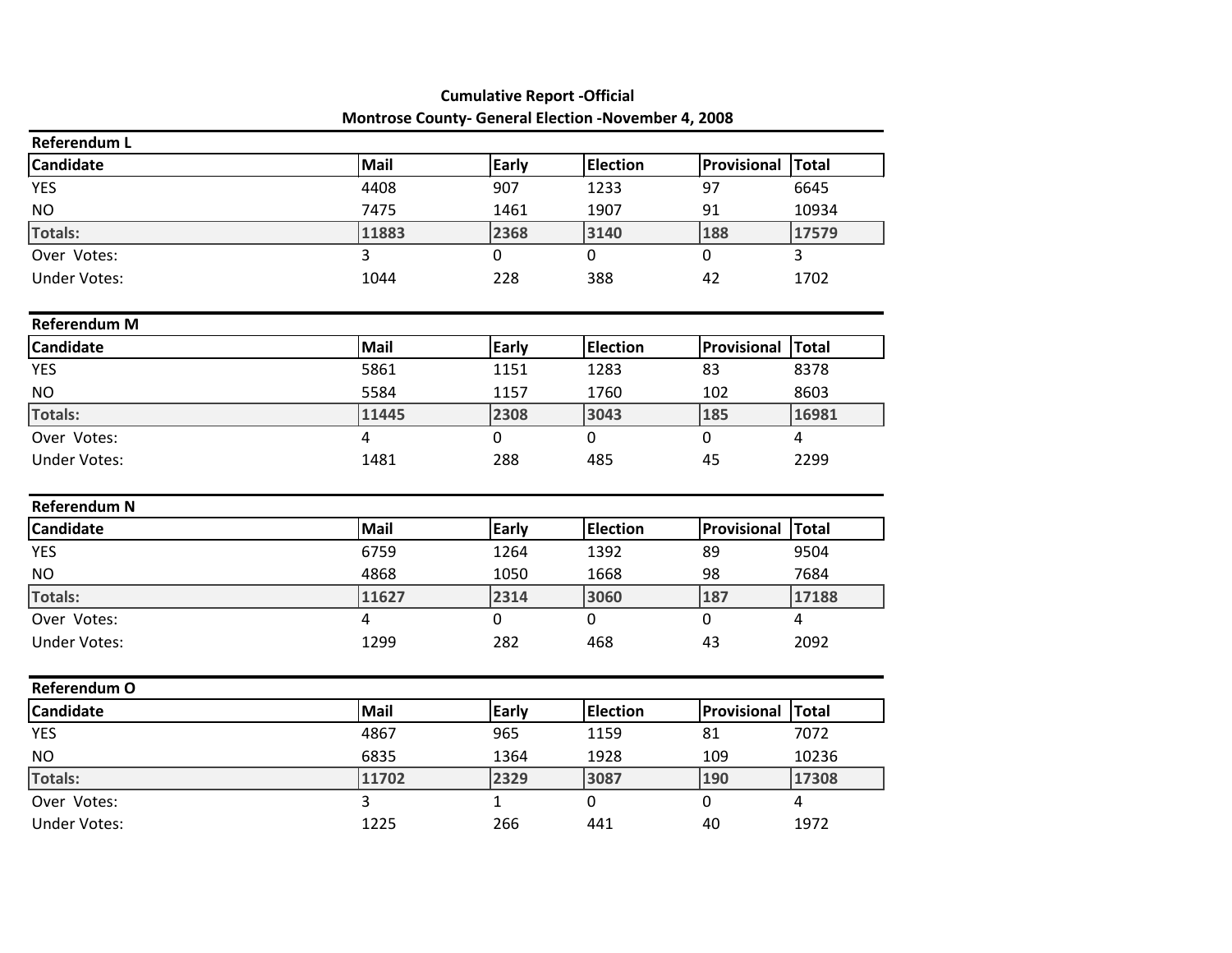**Cumulative Report -Official**

**Montrose County- General Election -November 4, 2008**

**Referendum L**

| Candidate | Mail | Early | Election | Provisional | Total |
|---|---|---|---|---|---|
| YES | 4408 | 907 | 1233 | 97 | 6645 |
| NO | 7475 | 1461 | 1907 | 91 | 10934 |
| **Totals:** | **11883** | **2368** | **3140** | **188** | **17579** |
| Over Votes: | 3 | 0 | 0 | 0 | 3 |
| Under Votes: | 1044 | 228 | 388 | 42 | 1702 |

**Referendum M**

| Candidate | Mail | Early | Election | Provisional | Total |
|---|---|---|---|---|---|
| YES | 5861 | 1151 | 1283 | 83 | 8378 |
| NO | 5584 | 1157 | 1760 | 102 | 8603 |
| **Totals:** | **11445** | **2308** | **3043** | **185** | **16981** |
| Over Votes: | 4 | 0 | 0 | 0 | 4 |
| Under Votes: | 1481 | 288 | 485 | 45 | 2299 |

**Referendum N**

| Candidate | Mail | Early | Election | Provisional | Total |
|---|---|---|---|---|---|
| YES | 6759 | 1264 | 1392 | 89 | 9504 |
| NO | 4868 | 1050 | 1668 | 98 | 7684 |
| **Totals:** | **11627** | **2314** | **3060** | **187** | **17188** |
| Over Votes: | 4 | 0 | 0 | 0 | 4 |
| Under Votes: | 1299 | 282 | 468 | 43 | 2092 |

**Referendum O**

| Candidate | Mail | Early | Election | Provisional | Total |
|---|---|---|---|---|---|
| YES | 4867 | 965 | 1159 | 81 | 7072 |
| NO | 6835 | 1364 | 1928 | 109 | 10236 |
| **Totals:** | **11702** | **2329** | **3087** | **190** | **17308** |
| Over Votes: | 3 | 1 | 0 | 0 | 4 |
| Under Votes: | 1225 | 266 | 441 | 40 | 1972 |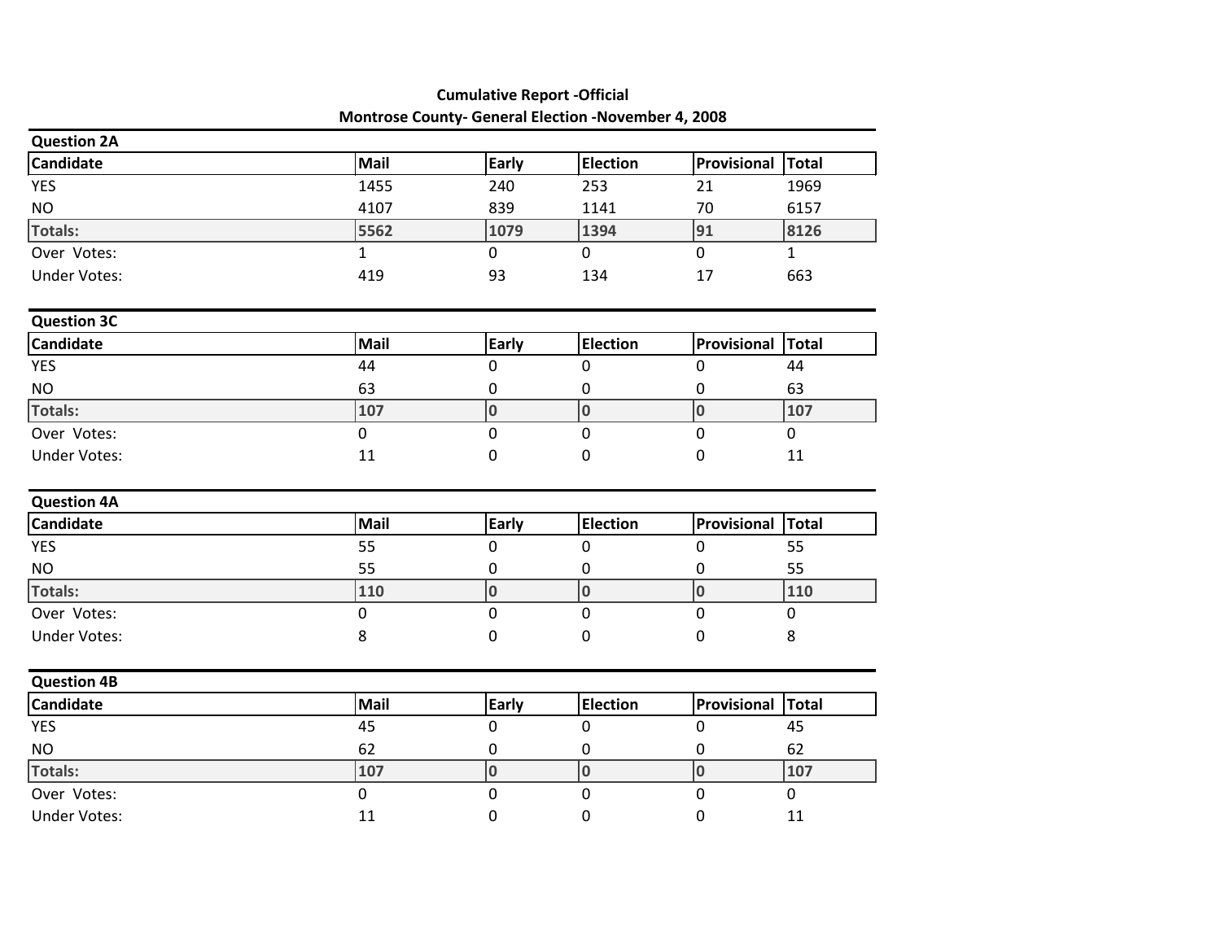**Cumulative Report -Official**
**Montrose County- General Election -November 4, 2008**

**Question 2A**

| Candidate | Mail | Early | Election | Provisional | Total |
|---|---|---|---|---|---|
| YES | 1455 | 240 | 253 | 21 | 1969 |
| NO | 4107 | 839 | 1141 | 70 | 6157 |
| **Totals:** | **5562** | **1079** | **1394** | **91** | **8126** |
| Over Votes: | 1 | 0 | 0 | 0 | 1 |
| Under Votes: | 419 | 93 | 134 | 17 | 663 |

**Question 3C**

| Candidate | Mail | Early | Election | Provisional | Total |
|---|---|---|---|---|---|
| YES | 44 | 0 | 0 | 0 | 44 |
| NO | 63 | 0 | 0 | 0 | 63 |
| **Totals:** | **107** | **0** | **0** | **0** | **107** |
| Over Votes: | 0 | 0 | 0 | 0 | 0 |
| Under Votes: | 11 | 0 | 0 | 0 | 11 |

**Question 4A**

| Candidate | Mail | Early | Election | Provisional | Total |
|---|---|---|---|---|---|
| YES | 55 | 0 | 0 | 0 | 55 |
| NO | 55 | 0 | 0 | 0 | 55 |
| **Totals:** | **110** | **0** | **0** | **0** | **110** |
| Over Votes: | 0 | 0 | 0 | 0 | 0 |
| Under Votes: | 8 | 0 | 0 | 0 | 8 |

**Question 4B**

| Candidate | Mail | Early | Election | Provisional | Total |
|---|---|---|---|---|---|
| YES | 45 | 0 | 0 | 0 | 45 |
| NO | 62 | 0 | 0 | 0 | 62 |
| **Totals:** | **107** | **0** | **0** | **0** | **107** |
| Over Votes: | 0 | 0 | 0 | 0 | 0 |
| Under Votes: | 11 | 0 | 0 | 0 | 11 |